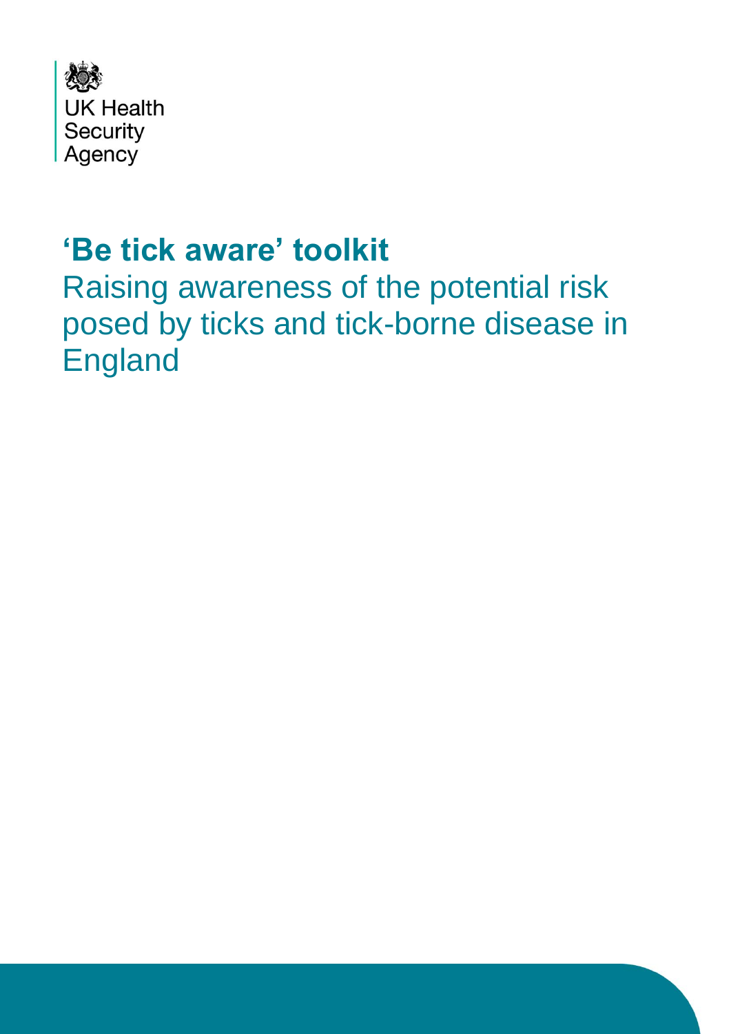UK Health Security Agency

# 'Be tick aware' toolkit

Raising awareness of the potential risk posed by ticks and tick-borne disease in England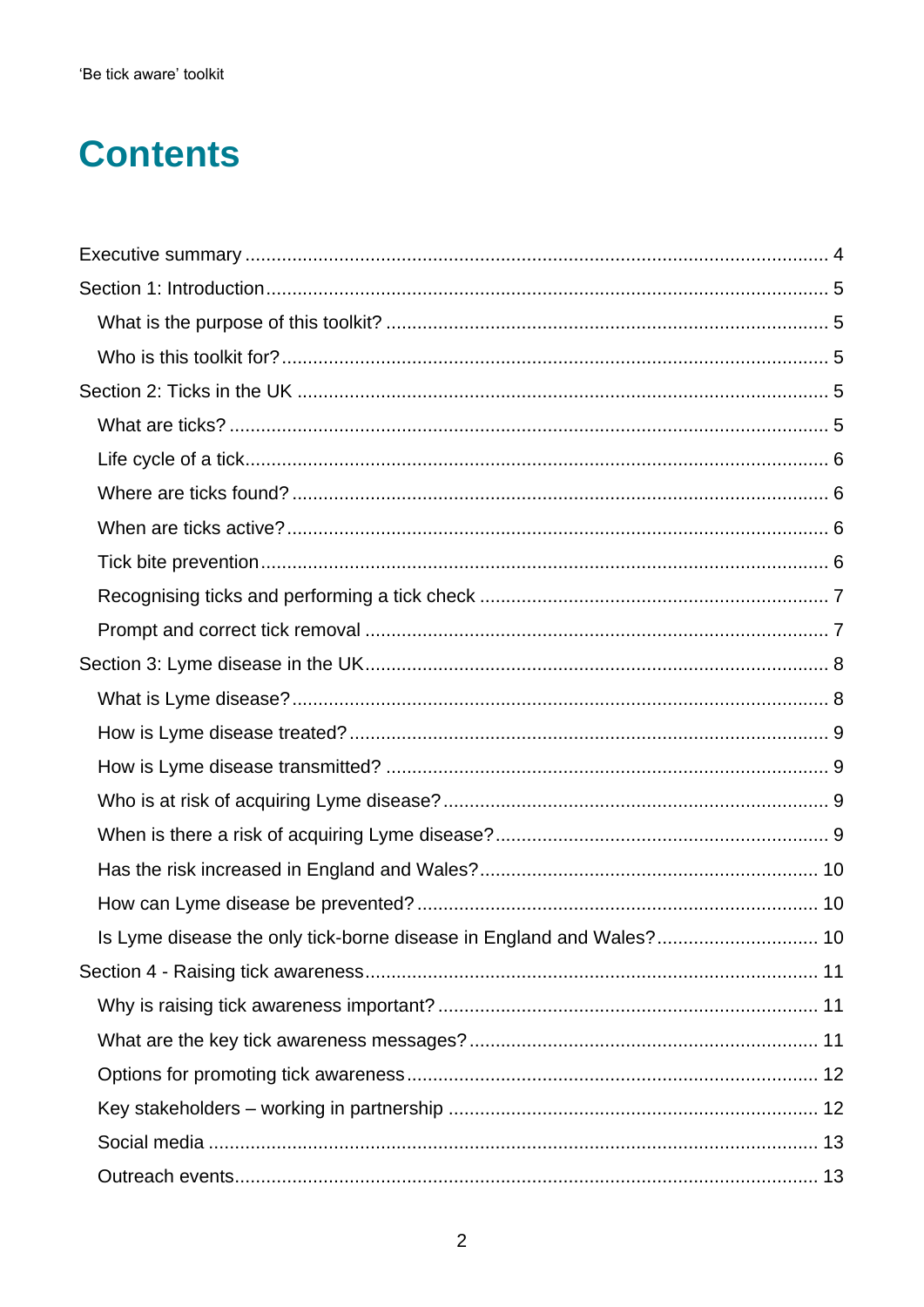# Contents

Executive summary ..... 4

Section 1: Introduction ..... 5

- What is the purpose of this toolkit? ..... 5
- Who is this toolkit for? ..... 5

Section 2: Ticks in the UK ..... 5

- What are ticks? ..... 5
- Life cycle of a tick ..... 6
- Where are ticks found? ..... 6
- When are ticks active? ..... 6
- Tick bite prevention ..... 6
- Recognising ticks and performing a tick check ..... 7
- Prompt and correct tick removal ..... 7

Section 3: Lyme disease in the UK ..... 8

- What is Lyme disease? ..... 8
- How is Lyme disease treated? ..... 9
- How is Lyme disease transmitted? ..... 9
- Who is at risk of acquiring Lyme disease? ..... 9
- When is there a risk of acquiring Lyme disease? ..... 9
- Has the risk increased in England and Wales? ..... 10
- How can Lyme disease be prevented? ..... 10
- Is Lyme disease the only tick-borne disease in England and Wales? ..... 10

Section 4 - Raising tick awareness ..... 11

- Why is raising tick awareness important? ..... 11
- What are the key tick awareness messages? ..... 11
- Options for promoting tick awareness ..... 12
- Key stakeholders – working in partnership ..... 12
- Social media ..... 13
- Outreach events ..... 13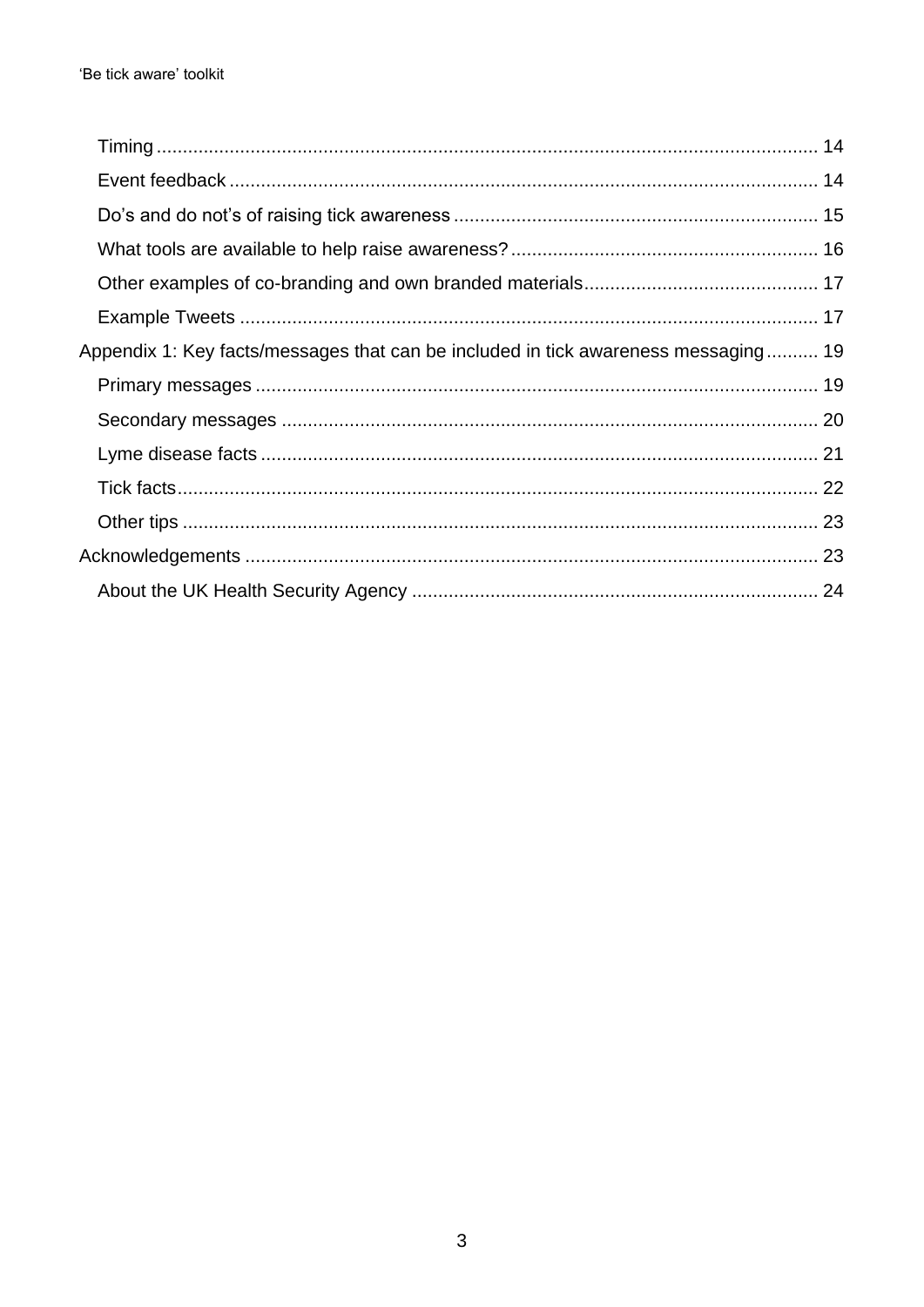- Timing ........ 14
- Event feedback ........ 14
- Do's and do not's of raising tick awareness ........ 15
- What tools are available to help raise awareness? ........ 16
- Other examples of co-branding and own branded materials ........ 17
- Example Tweets ........ 17

Appendix 1: Key facts/messages that can be included in tick awareness messaging ........ 19

- Primary messages ........ 19
- Secondary messages ........ 20
- Lyme disease facts ........ 21
- Tick facts ........ 22
- Other tips ........ 23

Acknowledgements ........ 23

- About the UK Health Security Agency ........ 24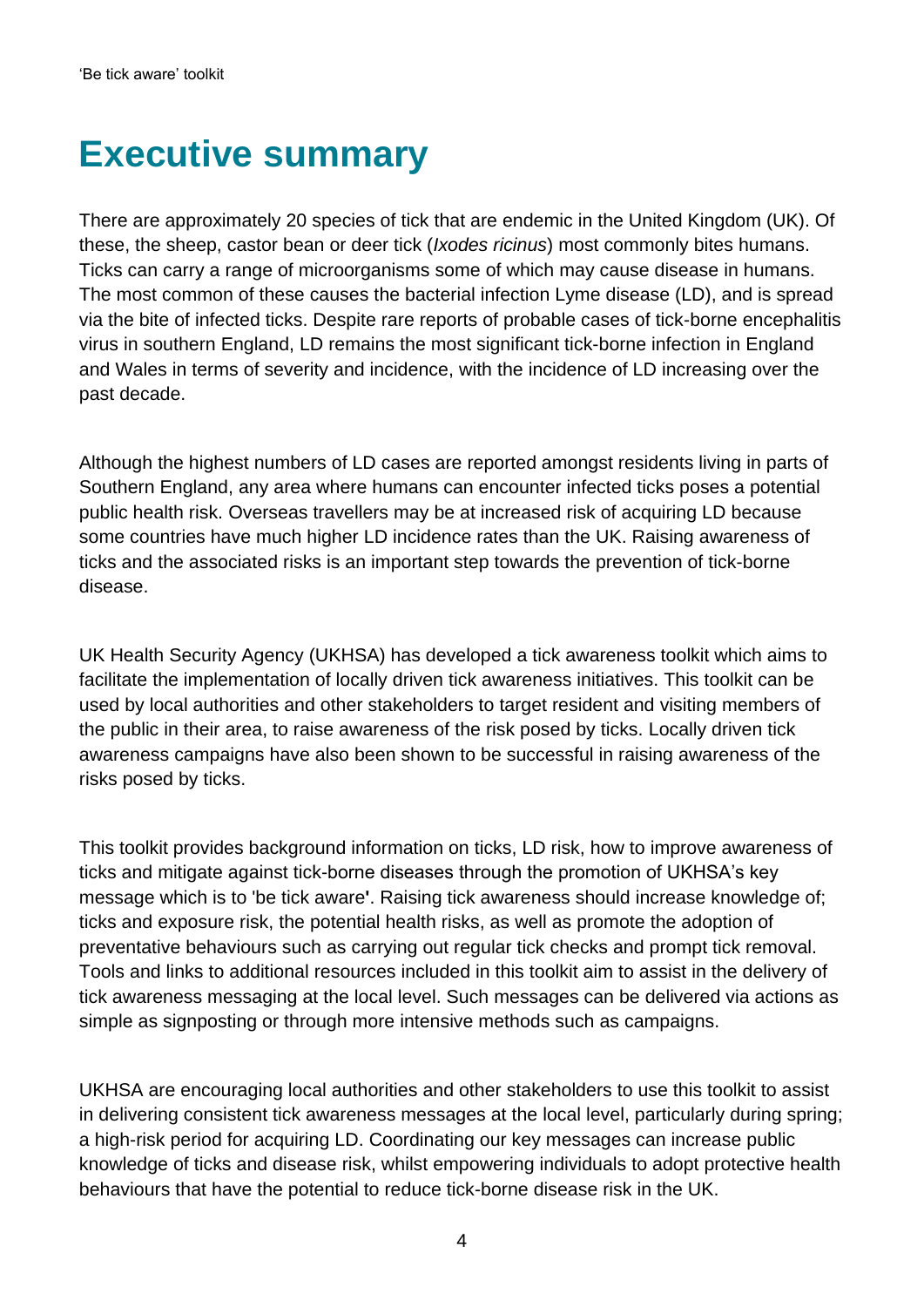# Executive summary

There are approximately 20 species of tick that are endemic in the United Kingdom (UK). Of these, the sheep, castor bean or deer tick (*Ixodes ricinus*) most commonly bites humans. Ticks can carry a range of microorganisms some of which may cause disease in humans. The most common of these causes the bacterial infection Lyme disease (LD), and is spread via the bite of infected ticks. Despite rare reports of probable cases of tick-borne encephalitis virus in southern England, LD remains the most significant tick-borne infection in England and Wales in terms of severity and incidence, with the incidence of LD increasing over the past decade.

Although the highest numbers of LD cases are reported amongst residents living in parts of Southern England, any area where humans can encounter infected ticks poses a potential public health risk. Overseas travellers may be at increased risk of acquiring LD because some countries have much higher LD incidence rates than the UK. Raising awareness of ticks and the associated risks is an important step towards the prevention of tick-borne disease.

UK Health Security Agency (UKHSA) has developed a tick awareness toolkit which aims to facilitate the implementation of locally driven tick awareness initiatives. This toolkit can be used by local authorities and other stakeholders to target resident and visiting members of the public in their area, to raise awareness of the risk posed by ticks. Locally driven tick awareness campaigns have also been shown to be successful in raising awareness of the risks posed by ticks.

This toolkit provides background information on ticks, LD risk, how to improve awareness of ticks and mitigate against tick-borne diseases through the promotion of UKHSA's key message which is to 'be tick aware**'**. Raising tick awareness should increase knowledge of; ticks and exposure risk, the potential health risks, as well as promote the adoption of preventative behaviours such as carrying out regular tick checks and prompt tick removal. Tools and links to additional resources included in this toolkit aim to assist in the delivery of tick awareness messaging at the local level. Such messages can be delivered via actions as simple as signposting or through more intensive methods such as campaigns.

UKHSA are encouraging local authorities and other stakeholders to use this toolkit to assist in delivering consistent tick awareness messages at the local level, particularly during spring; a high-risk period for acquiring LD. Coordinating our key messages can increase public knowledge of ticks and disease risk, whilst empowering individuals to adopt protective health behaviours that have the potential to reduce tick-borne disease risk in the UK.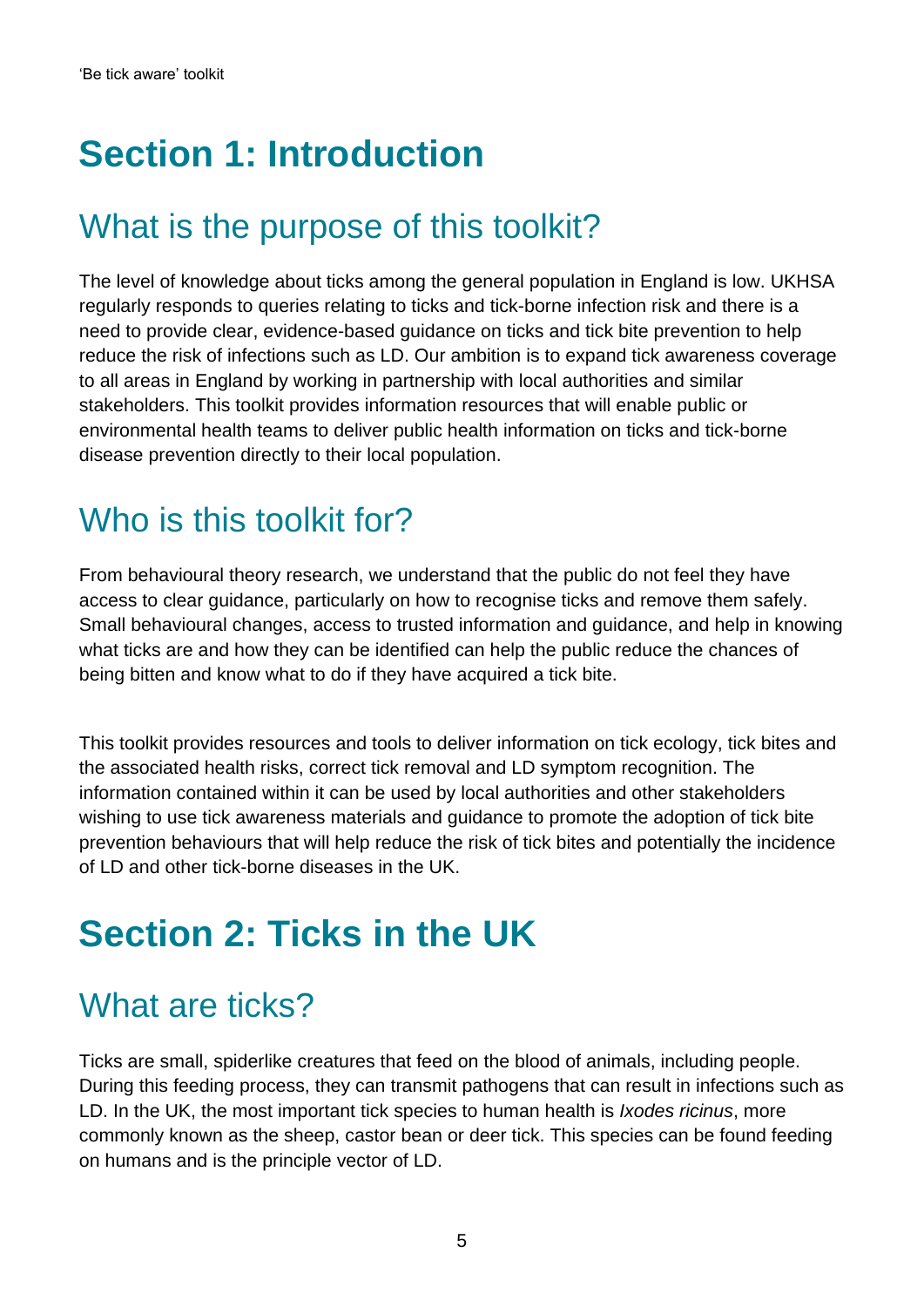# Section 1: Introduction

## What is the purpose of this toolkit?

The level of knowledge about ticks among the general population in England is low. UKHSA regularly responds to queries relating to ticks and tick-borne infection risk and there is a need to provide clear, evidence-based guidance on ticks and tick bite prevention to help reduce the risk of infections such as LD. Our ambition is to expand tick awareness coverage to all areas in England by working in partnership with local authorities and similar stakeholders. This toolkit provides information resources that will enable public or environmental health teams to deliver public health information on ticks and tick-borne disease prevention directly to their local population.

## Who is this toolkit for?

From behavioural theory research, we understand that the public do not feel they have access to clear guidance, particularly on how to recognise ticks and remove them safely. Small behavioural changes, access to trusted information and guidance, and help in knowing what ticks are and how they can be identified can help the public reduce the chances of being bitten and know what to do if they have acquired a tick bite.

This toolkit provides resources and tools to deliver information on tick ecology, tick bites and the associated health risks, correct tick removal and LD symptom recognition. The information contained within it can be used by local authorities and other stakeholders wishing to use tick awareness materials and guidance to promote the adoption of tick bite prevention behaviours that will help reduce the risk of tick bites and potentially the incidence of LD and other tick-borne diseases in the UK.

# Section 2: Ticks in the UK

## What are ticks?

Ticks are small, spiderlike creatures that feed on the blood of animals, including people. During this feeding process, they can transmit pathogens that can result in infections such as LD. In the UK, the most important tick species to human health is *Ixodes ricinus*, more commonly known as the sheep, castor bean or deer tick. This species can be found feeding on humans and is the principle vector of LD.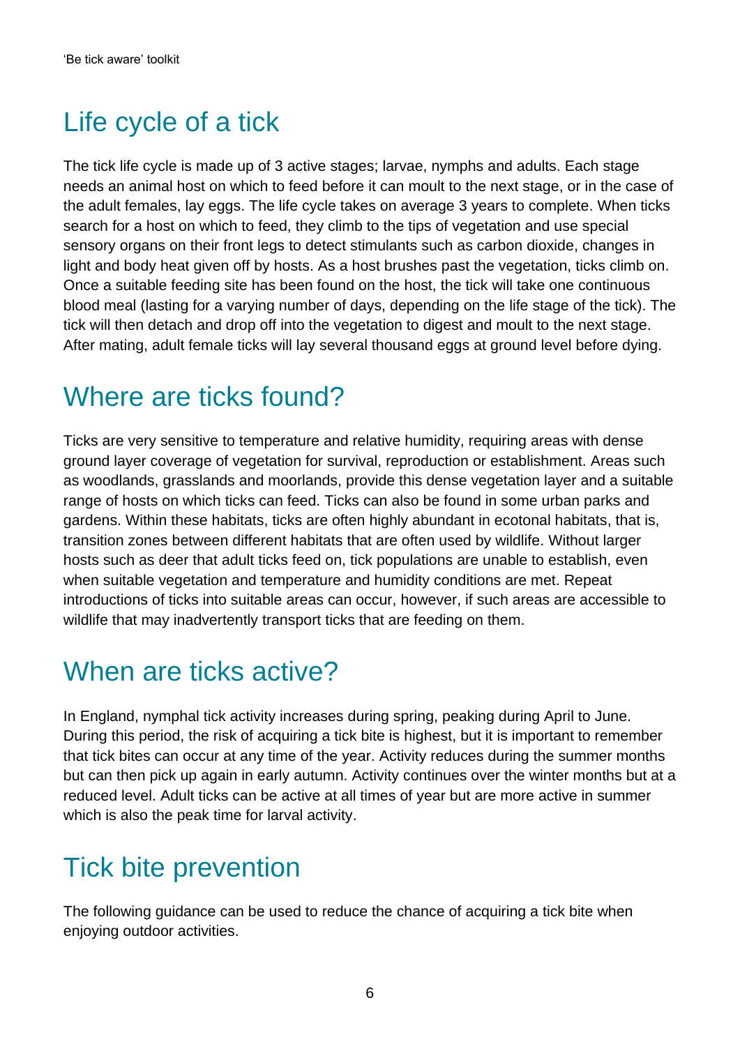## Life cycle of a tick

The tick life cycle is made up of 3 active stages; larvae, nymphs and adults. Each stage needs an animal host on which to feed before it can moult to the next stage, or in the case of the adult females, lay eggs. The life cycle takes on average 3 years to complete. When ticks search for a host on which to feed, they climb to the tips of vegetation and use special sensory organs on their front legs to detect stimulants such as carbon dioxide, changes in light and body heat given off by hosts. As a host brushes past the vegetation, ticks climb on. Once a suitable feeding site has been found on the host, the tick will take one continuous blood meal (lasting for a varying number of days, depending on the life stage of the tick). The tick will then detach and drop off into the vegetation to digest and moult to the next stage. After mating, adult female ticks will lay several thousand eggs at ground level before dying.

## Where are ticks found?

Ticks are very sensitive to temperature and relative humidity, requiring areas with dense ground layer coverage of vegetation for survival, reproduction or establishment. Areas such as woodlands, grasslands and moorlands, provide this dense vegetation layer and a suitable range of hosts on which ticks can feed. Ticks can also be found in some urban parks and gardens. Within these habitats, ticks are often highly abundant in ecotonal habitats, that is, transition zones between different habitats that are often used by wildlife. Without larger hosts such as deer that adult ticks feed on, tick populations are unable to establish, even when suitable vegetation and temperature and humidity conditions are met. Repeat introductions of ticks into suitable areas can occur, however, if such areas are accessible to wildlife that may inadvertently transport ticks that are feeding on them.

## When are ticks active?

In England, nymphal tick activity increases during spring, peaking during April to June. During this period, the risk of acquiring a tick bite is highest, but it is important to remember that tick bites can occur at any time of the year. Activity reduces during the summer months but can then pick up again in early autumn. Activity continues over the winter months but at a reduced level. Adult ticks can be active at all times of year but are more active in summer which is also the peak time for larval activity.

## Tick bite prevention

The following guidance can be used to reduce the chance of acquiring a tick bite when enjoying outdoor activities.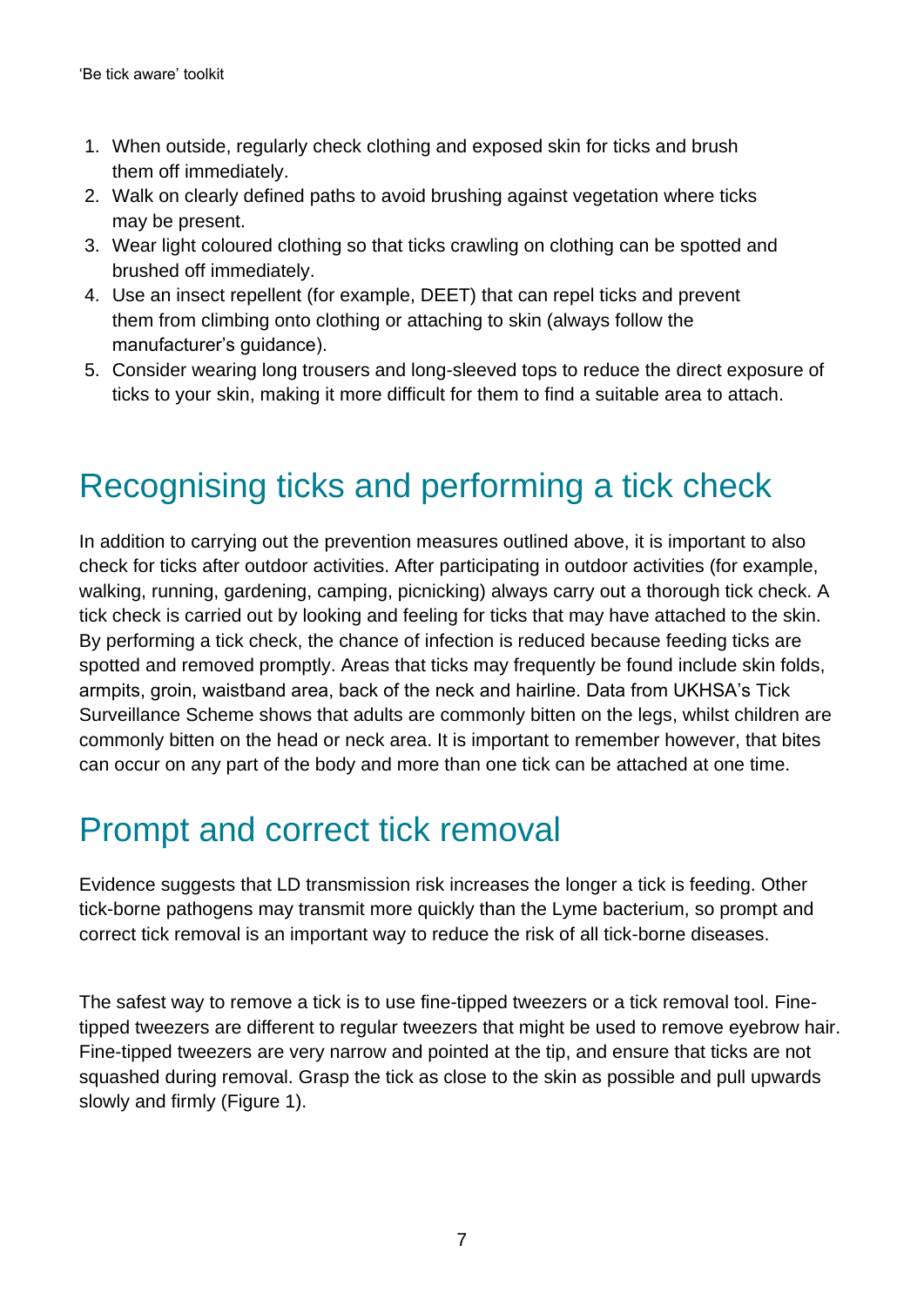1. When outside, regularly check clothing and exposed skin for ticks and brush them off immediately.
2. Walk on clearly defined paths to avoid brushing against vegetation where ticks may be present.
3. Wear light coloured clothing so that ticks crawling on clothing can be spotted and brushed off immediately.
4. Use an insect repellent (for example, DEET) that can repel ticks and prevent them from climbing onto clothing or attaching to skin (always follow the manufacturer's guidance).
5. Consider wearing long trousers and long-sleeved tops to reduce the direct exposure of ticks to your skin, making it more difficult for them to find a suitable area to attach.

## Recognising ticks and performing a tick check

In addition to carrying out the prevention measures outlined above, it is important to also check for ticks after outdoor activities. After participating in outdoor activities (for example, walking, running, gardening, camping, picnicking) always carry out a thorough tick check. A tick check is carried out by looking and feeling for ticks that may have attached to the skin. By performing a tick check, the chance of infection is reduced because feeding ticks are spotted and removed promptly. Areas that ticks may frequently be found include skin folds, armpits, groin, waistband area, back of the neck and hairline. Data from UKHSA's Tick Surveillance Scheme shows that adults are commonly bitten on the legs, whilst children are commonly bitten on the head or neck area. It is important to remember however, that bites can occur on any part of the body and more than one tick can be attached at one time.

## Prompt and correct tick removal

Evidence suggests that LD transmission risk increases the longer a tick is feeding. Other tick-borne pathogens may transmit more quickly than the Lyme bacterium, so prompt and correct tick removal is an important way to reduce the risk of all tick-borne diseases.

The safest way to remove a tick is to use fine-tipped tweezers or a tick removal tool. Fine-tipped tweezers are different to regular tweezers that might be used to remove eyebrow hair. Fine-tipped tweezers are very narrow and pointed at the tip, and ensure that ticks are not squashed during removal. Grasp the tick as close to the skin as possible and pull upwards slowly and firmly (Figure 1).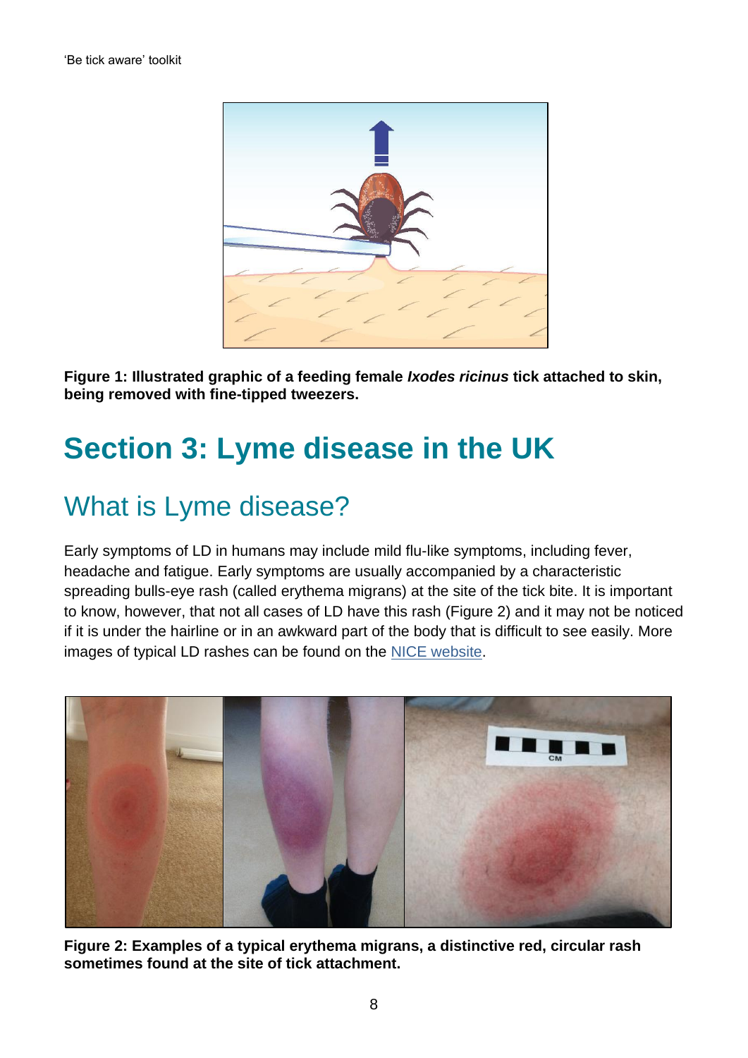**Figure 1: Illustrated graphic of a feeding female *Ixodes ricinus* tick attached to skin, being removed with fine-tipped tweezers.**

# Section 3: Lyme disease in the UK

## What is Lyme disease?

Early symptoms of LD in humans may include mild flu-like symptoms, including fever, headache and fatigue. Early symptoms are usually accompanied by a characteristic spreading bulls-eye rash (called erythema migrans) at the site of the tick bite. It is important to know, however, that not all cases of LD have this rash (Figure 2) and it may not be noticed if it is under the hairline or in an awkward part of the body that is difficult to see easily. More images of typical LD rashes can be found on the NICE website.

**Figure 2: Examples of a typical erythema migrans, a distinctive red, circular rash sometimes found at the site of tick attachment.**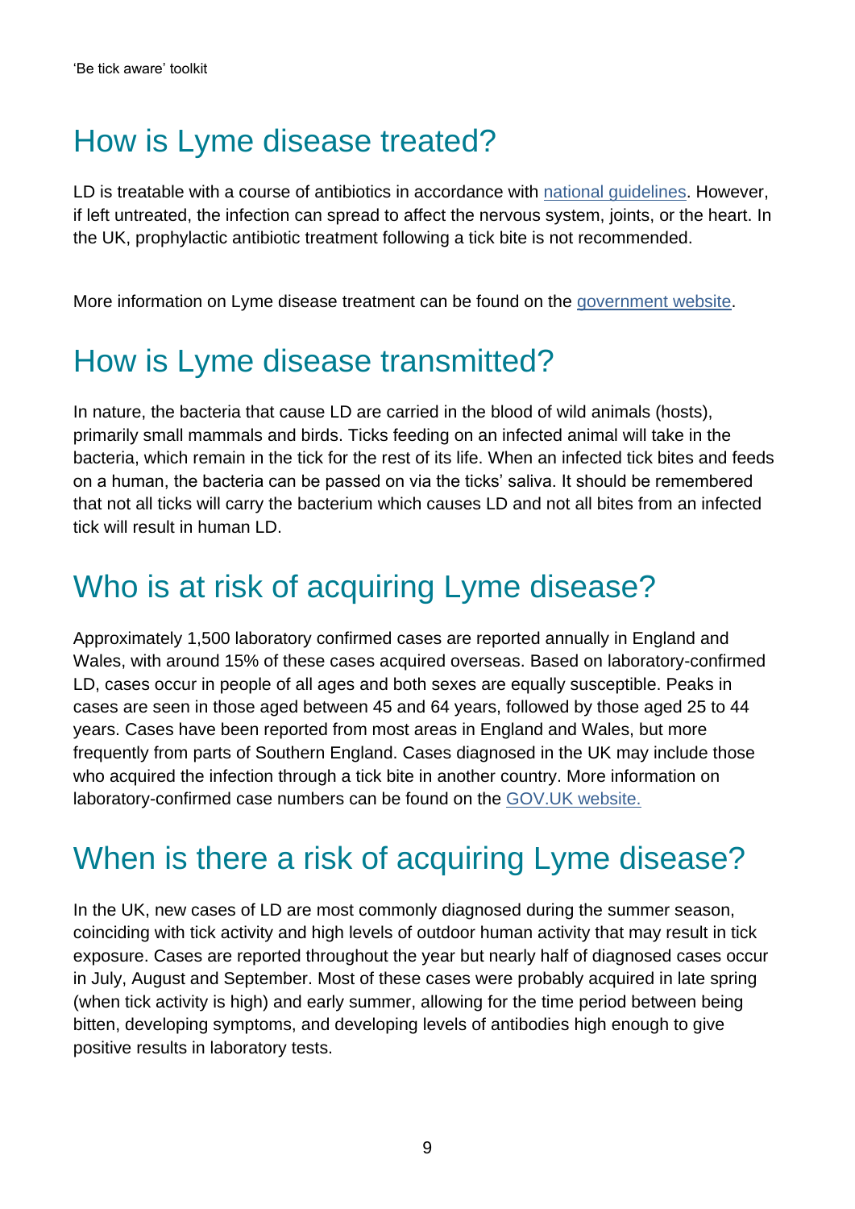## How is Lyme disease treated?

LD is treatable with a course of antibiotics in accordance with [national guidelines](). However, if left untreated, the infection can spread to affect the nervous system, joints, or the heart. In the UK, prophylactic antibiotic treatment following a tick bite is not recommended.

More information on Lyme disease treatment can be found on the [government website]().

## How is Lyme disease transmitted?

In nature, the bacteria that cause LD are carried in the blood of wild animals (hosts), primarily small mammals and birds. Ticks feeding on an infected animal will take in the bacteria, which remain in the tick for the rest of its life. When an infected tick bites and feeds on a human, the bacteria can be passed on via the ticks' saliva. It should be remembered that not all ticks will carry the bacterium which causes LD and not all bites from an infected tick will result in human LD.

## Who is at risk of acquiring Lyme disease?

Approximately 1,500 laboratory confirmed cases are reported annually in England and Wales, with around 15% of these cases acquired overseas. Based on laboratory-confirmed LD, cases occur in people of all ages and both sexes are equally susceptible. Peaks in cases are seen in those aged between 45 and 64 years, followed by those aged 25 to 44 years. Cases have been reported from most areas in England and Wales, but more frequently from parts of Southern England. Cases diagnosed in the UK may include those who acquired the infection through a tick bite in another country. More information on laboratory-confirmed case numbers can be found on the [GOV.UK website.]()

## When is there a risk of acquiring Lyme disease?

In the UK, new cases of LD are most commonly diagnosed during the summer season, coinciding with tick activity and high levels of outdoor human activity that may result in tick exposure. Cases are reported throughout the year but nearly half of diagnosed cases occur in July, August and September. Most of these cases were probably acquired in late spring (when tick activity is high) and early summer, allowing for the time period between being bitten, developing symptoms, and developing levels of antibodies high enough to give positive results in laboratory tests.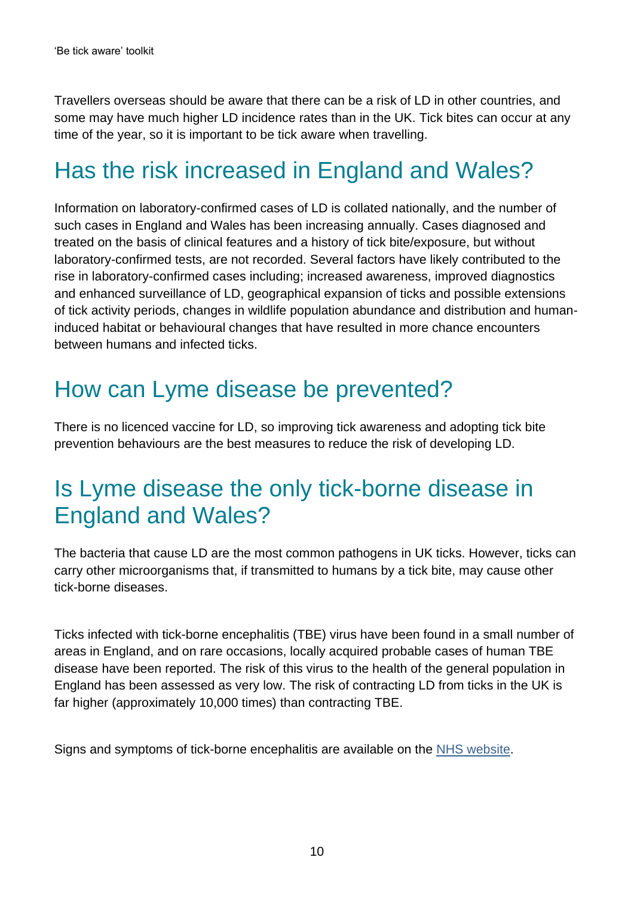Travellers overseas should be aware that there can be a risk of LD in other countries, and some may have much higher LD incidence rates than in the UK. Tick bites can occur at any time of the year, so it is important to be tick aware when travelling.

## Has the risk increased in England and Wales?

Information on laboratory-confirmed cases of LD is collated nationally, and the number of such cases in England and Wales has been increasing annually. Cases diagnosed and treated on the basis of clinical features and a history of tick bite/exposure, but without laboratory-confirmed tests, are not recorded. Several factors have likely contributed to the rise in laboratory-confirmed cases including; increased awareness, improved diagnostics and enhanced surveillance of LD, geographical expansion of ticks and possible extensions of tick activity periods, changes in wildlife population abundance and distribution and human-induced habitat or behavioural changes that have resulted in more chance encounters between humans and infected ticks.

## How can Lyme disease be prevented?

There is no licenced vaccine for LD, so improving tick awareness and adopting tick bite prevention behaviours are the best measures to reduce the risk of developing LD.

## Is Lyme disease the only tick-borne disease in England and Wales?

The bacteria that cause LD are the most common pathogens in UK ticks. However, ticks can carry other microorganisms that, if transmitted to humans by a tick bite, may cause other tick-borne diseases.

Ticks infected with tick-borne encephalitis (TBE) virus have been found in a small number of areas in England, and on rare occasions, locally acquired probable cases of human TBE disease have been reported. The risk of this virus to the health of the general population in England has been assessed as very low. The risk of contracting LD from ticks in the UK is far higher (approximately 10,000 times) than contracting TBE.

Signs and symptoms of tick-borne encephalitis are available on the [NHS website](https://www.nhs.uk).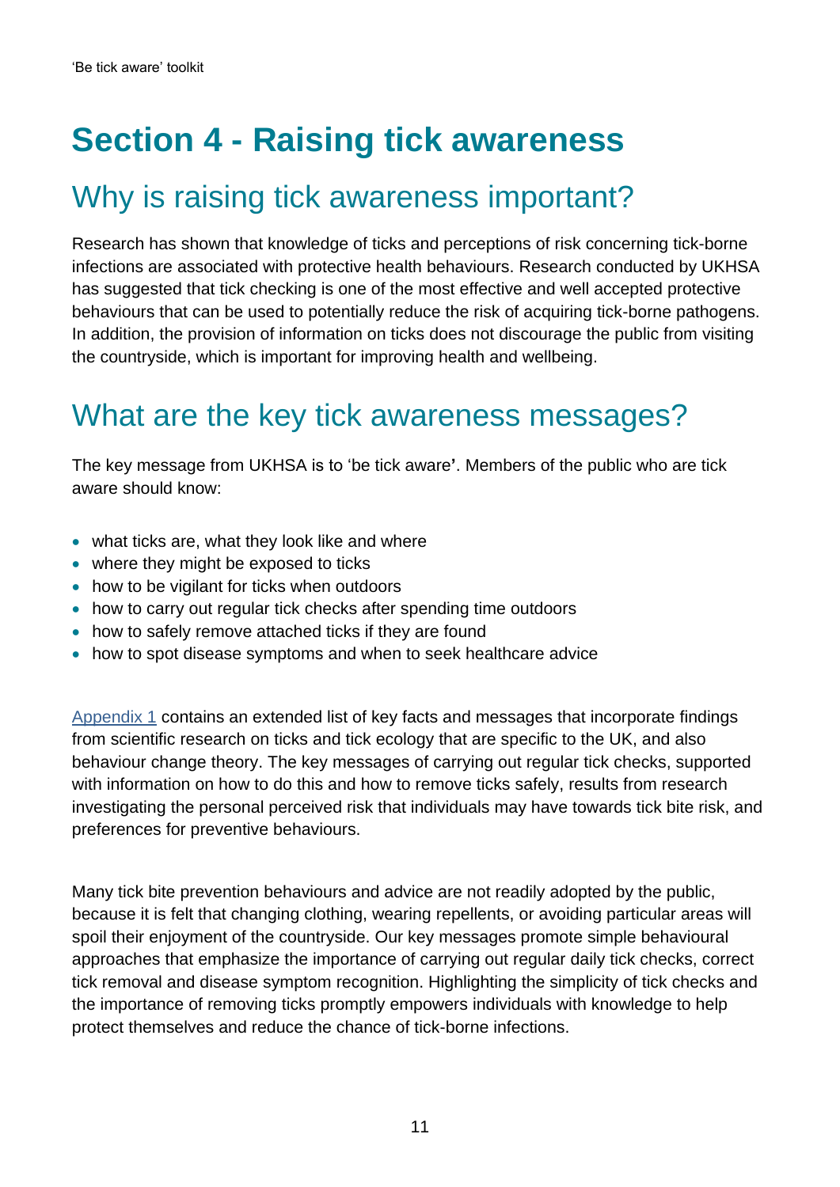# Section 4 - Raising tick awareness

## Why is raising tick awareness important?

Research has shown that knowledge of ticks and perceptions of risk concerning tick-borne infections are associated with protective health behaviours. Research conducted by UKHSA has suggested that tick checking is one of the most effective and well accepted protective behaviours that can be used to potentially reduce the risk of acquiring tick-borne pathogens. In addition, the provision of information on ticks does not discourage the public from visiting the countryside, which is important for improving health and wellbeing.

## What are the key tick awareness messages?

The key message from UKHSA is to 'be tick aware**'**. Members of the public who are tick aware should know:

- what ticks are, what they look like and where
- where they might be exposed to ticks
- how to be vigilant for ticks when outdoors
- how to carry out regular tick checks after spending time outdoors
- how to safely remove attached ticks if they are found
- how to spot disease symptoms and when to seek healthcare advice

Appendix 1 contains an extended list of key facts and messages that incorporate findings from scientific research on ticks and tick ecology that are specific to the UK, and also behaviour change theory. The key messages of carrying out regular tick checks, supported with information on how to do this and how to remove ticks safely, results from research investigating the personal perceived risk that individuals may have towards tick bite risk, and preferences for preventive behaviours.

Many tick bite prevention behaviours and advice are not readily adopted by the public, because it is felt that changing clothing, wearing repellents, or avoiding particular areas will spoil their enjoyment of the countryside. Our key messages promote simple behavioural approaches that emphasize the importance of carrying out regular daily tick checks, correct tick removal and disease symptom recognition. Highlighting the simplicity of tick checks and the importance of removing ticks promptly empowers individuals with knowledge to help protect themselves and reduce the chance of tick-borne infections.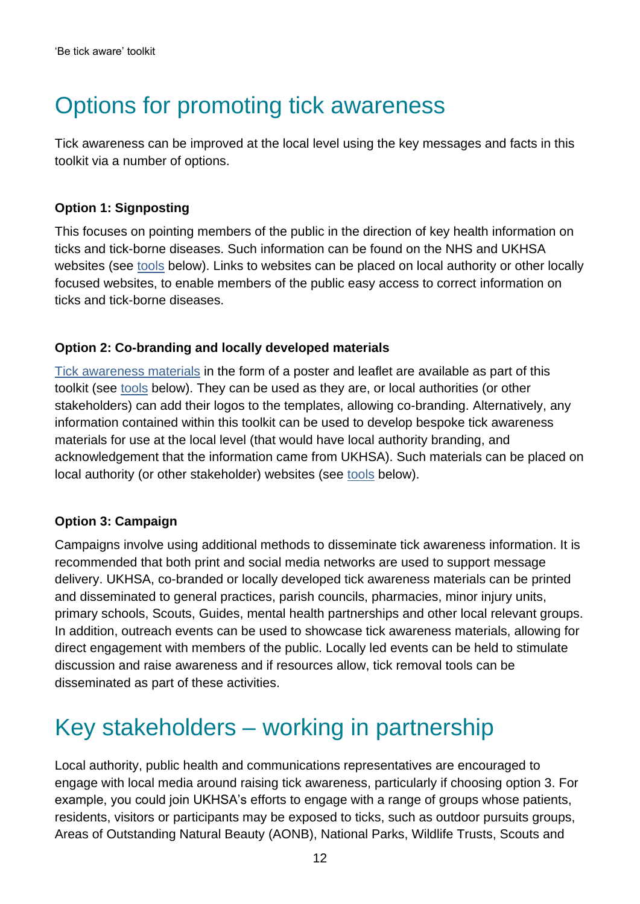# Options for promoting tick awareness

Tick awareness can be improved at the local level using the key messages and facts in this toolkit via a number of options.

**Option 1: Signposting**

This focuses on pointing members of the public in the direction of key health information on ticks and tick-borne diseases. Such information can be found on the NHS and UKHSA websites (see tools below). Links to websites can be placed on local authority or other locally focused websites, to enable members of the public easy access to correct information on ticks and tick-borne diseases.

**Option 2: Co-branding and locally developed materials**

Tick awareness materials in the form of a poster and leaflet are available as part of this toolkit (see tools below). They can be used as they are, or local authorities (or other stakeholders) can add their logos to the templates, allowing co-branding. Alternatively, any information contained within this toolkit can be used to develop bespoke tick awareness materials for use at the local level (that would have local authority branding, and acknowledgement that the information came from UKHSA). Such materials can be placed on local authority (or other stakeholder) websites (see tools below).

**Option 3: Campaign**

Campaigns involve using additional methods to disseminate tick awareness information. It is recommended that both print and social media networks are used to support message delivery. UKHSA, co-branded or locally developed tick awareness materials can be printed and disseminated to general practices, parish councils, pharmacies, minor injury units, primary schools, Scouts, Guides, mental health partnerships and other local relevant groups. In addition, outreach events can be used to showcase tick awareness materials, allowing for direct engagement with members of the public. Locally led events can be held to stimulate discussion and raise awareness and if resources allow, tick removal tools can be disseminated as part of these activities.

# Key stakeholders – working in partnership

Local authority, public health and communications representatives are encouraged to engage with local media around raising tick awareness, particularly if choosing option 3. For example, you could join UKHSA's efforts to engage with a range of groups whose patients, residents, visitors or participants may be exposed to ticks, such as outdoor pursuits groups, Areas of Outstanding Natural Beauty (AONB), National Parks, Wildlife Trusts, Scouts and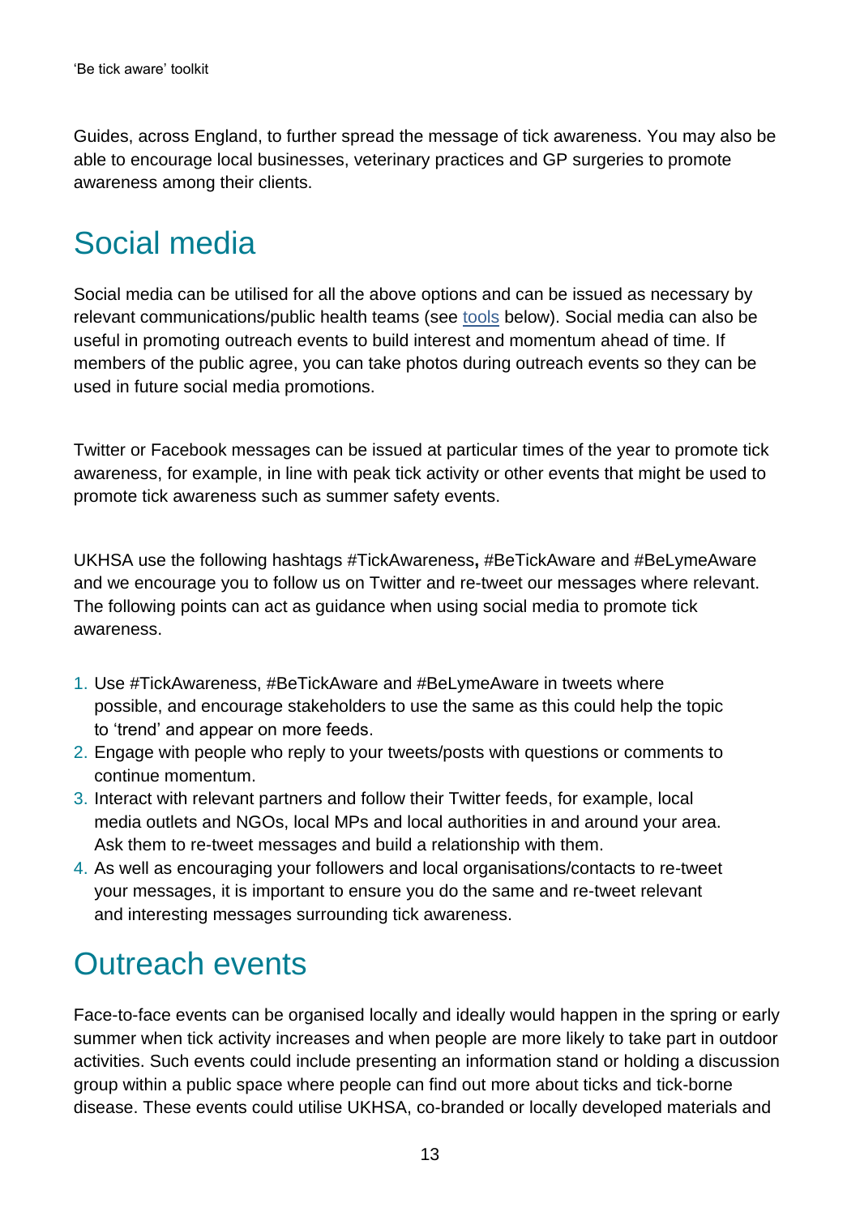Guides, across England, to further spread the message of tick awareness. You may also be able to encourage local businesses, veterinary practices and GP surgeries to promote awareness among their clients.

## Social media

Social media can be utilised for all the above options and can be issued as necessary by relevant communications/public health teams (see tools below). Social media can also be useful in promoting outreach events to build interest and momentum ahead of time. If members of the public agree, you can take photos during outreach events so they can be used in future social media promotions.

Twitter or Facebook messages can be issued at particular times of the year to promote tick awareness, for example, in line with peak tick activity or other events that might be used to promote tick awareness such as summer safety events.

UKHSA use the following hashtags #TickAwareness**,** #BeTickAware and #BeLymeAware and we encourage you to follow us on Twitter and re-tweet our messages where relevant. The following points can act as guidance when using social media to promote tick awareness.

1. Use #TickAwareness, #BeTickAware and #BeLymeAware in tweets where possible, and encourage stakeholders to use the same as this could help the topic to 'trend' and appear on more feeds.
2. Engage with people who reply to your tweets/posts with questions or comments to continue momentum.
3. Interact with relevant partners and follow their Twitter feeds, for example, local media outlets and NGOs, local MPs and local authorities in and around your area. Ask them to re-tweet messages and build a relationship with them.
4. As well as encouraging your followers and local organisations/contacts to re-tweet your messages, it is important to ensure you do the same and re-tweet relevant and interesting messages surrounding tick awareness.

## Outreach events

Face-to-face events can be organised locally and ideally would happen in the spring or early summer when tick activity increases and when people are more likely to take part in outdoor activities. Such events could include presenting an information stand or holding a discussion group within a public space where people can find out more about ticks and tick-borne disease. These events could utilise UKHSA, co-branded or locally developed materials and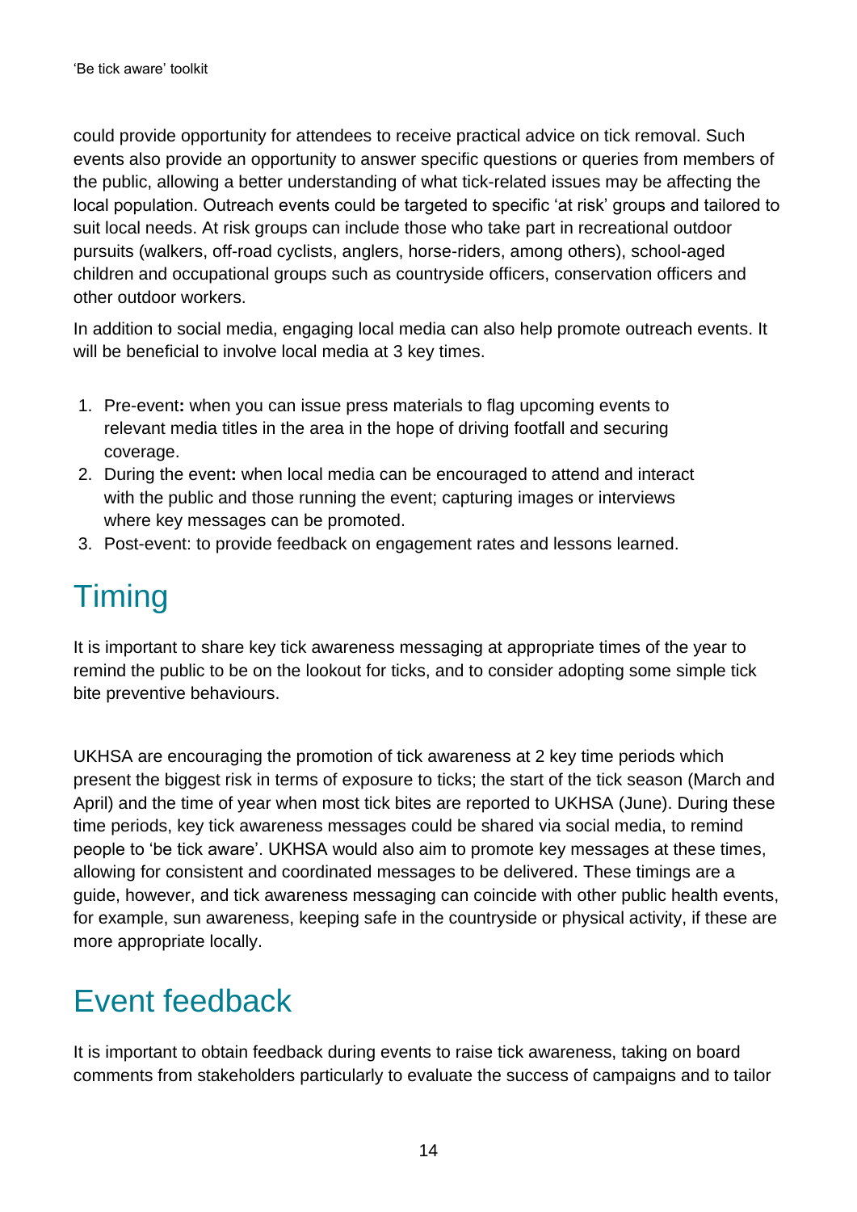could provide opportunity for attendees to receive practical advice on tick removal. Such events also provide an opportunity to answer specific questions or queries from members of the public, allowing a better understanding of what tick-related issues may be affecting the local population. Outreach events could be targeted to specific 'at risk' groups and tailored to suit local needs. At risk groups can include those who take part in recreational outdoor pursuits (walkers, off-road cyclists, anglers, horse-riders, among others), school-aged children and occupational groups such as countryside officers, conservation officers and other outdoor workers.

In addition to social media, engaging local media can also help promote outreach events. It will be beneficial to involve local media at 3 key times.

1. Pre-event**:** when you can issue press materials to flag upcoming events to relevant media titles in the area in the hope of driving footfall and securing coverage.
2. During the event**:** when local media can be encouraged to attend and interact with the public and those running the event; capturing images or interviews where key messages can be promoted.
3. Post-event: to provide feedback on engagement rates and lessons learned.

## Timing

It is important to share key tick awareness messaging at appropriate times of the year to remind the public to be on the lookout for ticks, and to consider adopting some simple tick bite preventive behaviours.

UKHSA are encouraging the promotion of tick awareness at 2 key time periods which present the biggest risk in terms of exposure to ticks; the start of the tick season (March and April) and the time of year when most tick bites are reported to UKHSA (June). During these time periods, key tick awareness messages could be shared via social media, to remind people to 'be tick aware'. UKHSA would also aim to promote key messages at these times, allowing for consistent and coordinated messages to be delivered. These timings are a guide, however, and tick awareness messaging can coincide with other public health events, for example, sun awareness, keeping safe in the countryside or physical activity, if these are more appropriate locally.

## Event feedback

It is important to obtain feedback during events to raise tick awareness, taking on board comments from stakeholders particularly to evaluate the success of campaigns and to tailor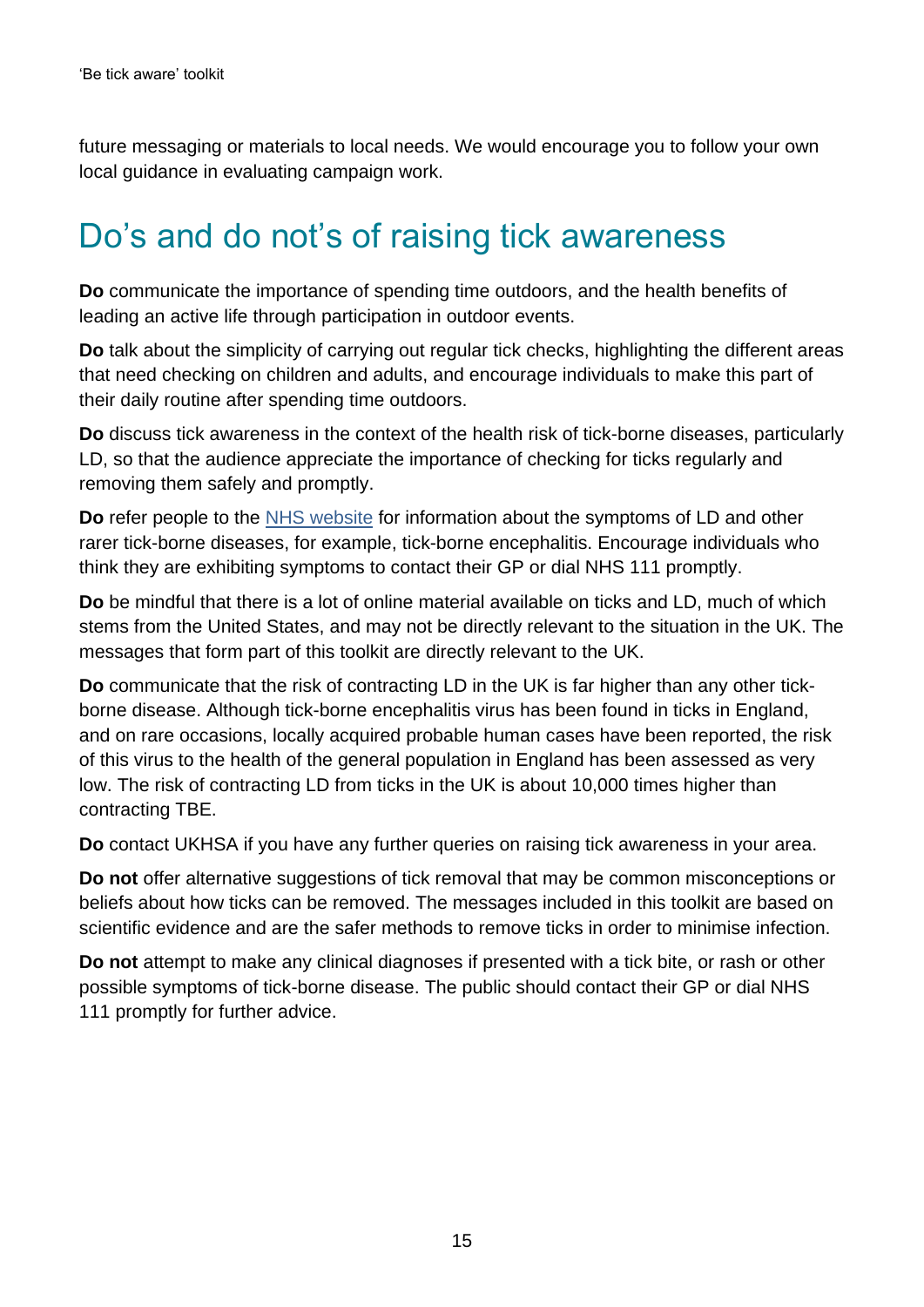future messaging or materials to local needs. We would encourage you to follow your own local guidance in evaluating campaign work.

## Do's and do not's of raising tick awareness

**Do** communicate the importance of spending time outdoors, and the health benefits of leading an active life through participation in outdoor events.

**Do** talk about the simplicity of carrying out regular tick checks, highlighting the different areas that need checking on children and adults, and encourage individuals to make this part of their daily routine after spending time outdoors.

**Do** discuss tick awareness in the context of the health risk of tick-borne diseases, particularly LD, so that the audience appreciate the importance of checking for ticks regularly and removing them safely and promptly.

**Do** refer people to the [NHS website]() for information about the symptoms of LD and other rarer tick-borne diseases, for example, tick-borne encephalitis. Encourage individuals who think they are exhibiting symptoms to contact their GP or dial NHS 111 promptly.

**Do** be mindful that there is a lot of online material available on ticks and LD, much of which stems from the United States, and may not be directly relevant to the situation in the UK. The messages that form part of this toolkit are directly relevant to the UK.

**Do** communicate that the risk of contracting LD in the UK is far higher than any other tick-borne disease. Although tick-borne encephalitis virus has been found in ticks in England, and on rare occasions, locally acquired probable human cases have been reported, the risk of this virus to the health of the general population in England has been assessed as very low. The risk of contracting LD from ticks in the UK is about 10,000 times higher than contracting TBE.

**Do** contact UKHSA if you have any further queries on raising tick awareness in your area.

**Do not** offer alternative suggestions of tick removal that may be common misconceptions or beliefs about how ticks can be removed. The messages included in this toolkit are based on scientific evidence and are the safer methods to remove ticks in order to minimise infection.

**Do not** attempt to make any clinical diagnoses if presented with a tick bite, or rash or other possible symptoms of tick-borne disease. The public should contact their GP or dial NHS 111 promptly for further advice.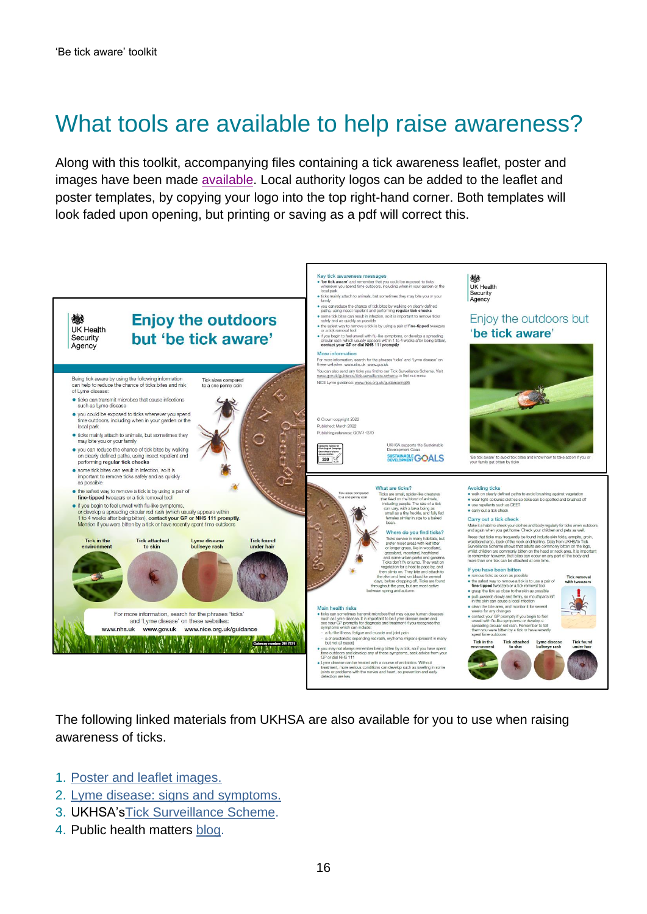# What tools are available to help raise awareness?

Along with this toolkit, accompanying files containing a tick awareness leaflet, poster and images have been made available. Local authority logos can be added to the leaflet and poster templates, by copying your logo into the top right-hand corner. Both templates will look faded upon opening, but printing or saving as a pdf will correct this.

The following linked materials from UKHSA are also available for you to use when raising awareness of ticks.

1. Poster and leaflet images.
2. Lyme disease: signs and symptoms.
3. UKHSA's Tick Surveillance Scheme.
4. Public health matters blog.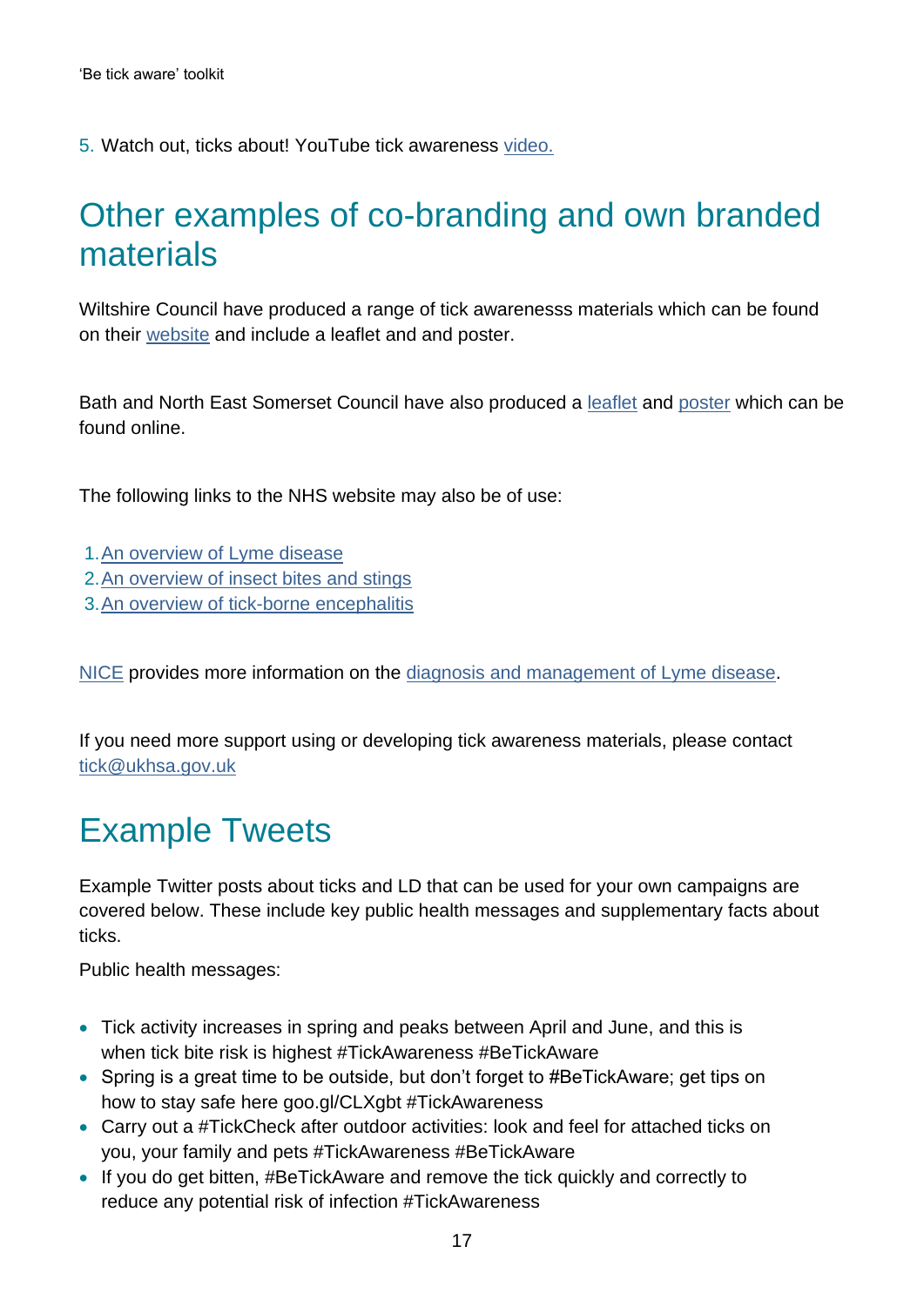5. Watch out, ticks about! YouTube tick awareness video.

## Other examples of co-branding and own branded materials

Wiltshire Council have produced a range of tick awarenesss materials which can be found on their website and include a leaflet and and poster.

Bath and North East Somerset Council have also produced a leaflet and poster which can be found online.

The following links to the NHS website may also be of use:

1. An overview of Lyme disease
2. An overview of insect bites and stings
3. An overview of tick-borne encephalitis

NICE provides more information on the diagnosis and management of Lyme disease.

If you need more support using or developing tick awareness materials, please contact tick@ukhsa.gov.uk

## Example Tweets

Example Twitter posts about ticks and LD that can be used for your own campaigns are covered below. These include key public health messages and supplementary facts about ticks.

Public health messages:

- Tick activity increases in spring and peaks between April and June, and this is when tick bite risk is highest #TickAwareness #BeTickAware
- Spring is a great time to be outside, but don't forget to #BeTickAware; get tips on how to stay safe here goo.gl/CLXgbt #TickAwareness
- Carry out a #TickCheck after outdoor activities: look and feel for attached ticks on you, your family and pets #TickAwareness #BeTickAware
- If you do get bitten, #BeTickAware and remove the tick quickly and correctly to reduce any potential risk of infection #TickAwareness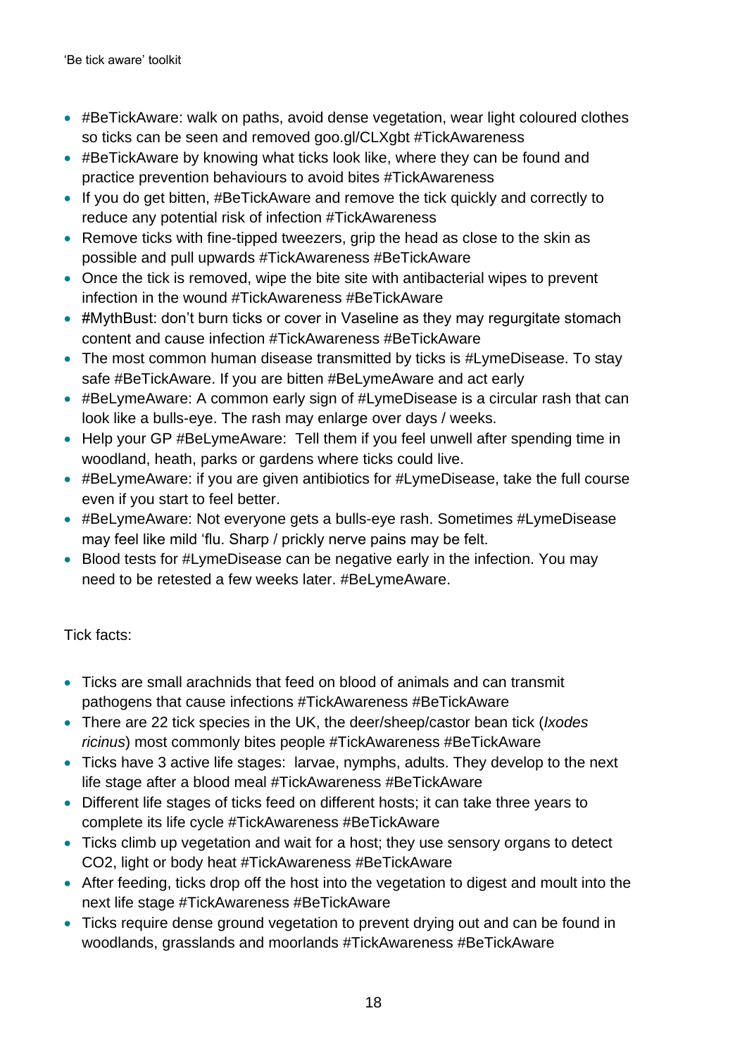- #BeTickAware: walk on paths, avoid dense vegetation, wear light coloured clothes so ticks can be seen and removed goo.gl/CLXgbt #TickAwareness
- #BeTickAware by knowing what ticks look like, where they can be found and practice prevention behaviours to avoid bites #TickAwareness
- If you do get bitten, #BeTickAware and remove the tick quickly and correctly to reduce any potential risk of infection #TickAwareness
- Remove ticks with fine-tipped tweezers, grip the head as close to the skin as possible and pull upwards #TickAwareness #BeTickAware
- Once the tick is removed, wipe the bite site with antibacterial wipes to prevent infection in the wound #TickAwareness #BeTickAware
- #MythBust: don't burn ticks or cover in Vaseline as they may regurgitate stomach content and cause infection #TickAwareness #BeTickAware
- The most common human disease transmitted by ticks is #LymeDisease. To stay safe #BeTickAware. If you are bitten #BeLymeAware and act early
- #BeLymeAware: A common early sign of #LymeDisease is a circular rash that can look like a bulls-eye. The rash may enlarge over days / weeks.
- Help your GP #BeLymeAware: Tell them if you feel unwell after spending time in woodland, heath, parks or gardens where ticks could live.
- #BeLymeAware: if you are given antibiotics for #LymeDisease, take the full course even if you start to feel better.
- #BeLymeAware: Not everyone gets a bulls-eye rash. Sometimes #LymeDisease may feel like mild 'flu. Sharp / prickly nerve pains may be felt.
- Blood tests for #LymeDisease can be negative early in the infection. You may need to be retested a few weeks later. #BeLymeAware.

Tick facts:

- Ticks are small arachnids that feed on blood of animals and can transmit pathogens that cause infections #TickAwareness #BeTickAware
- There are 22 tick species in the UK, the deer/sheep/castor bean tick (*Ixodes ricinus*) most commonly bites people #TickAwareness #BeTickAware
- Ticks have 3 active life stages: larvae, nymphs, adults. They develop to the next life stage after a blood meal #TickAwareness #BeTickAware
- Different life stages of ticks feed on different hosts; it can take three years to complete its life cycle #TickAwareness #BeTickAware
- Ticks climb up vegetation and wait for a host; they use sensory organs to detect $CO_2$, light or body heat #TickAwareness #BeTickAware
- After feeding, ticks drop off the host into the vegetation to digest and moult into the next life stage #TickAwareness #BeTickAware
- Ticks require dense ground vegetation to prevent drying out and can be found in woodlands, grasslands and moorlands #TickAwareness #BeTickAware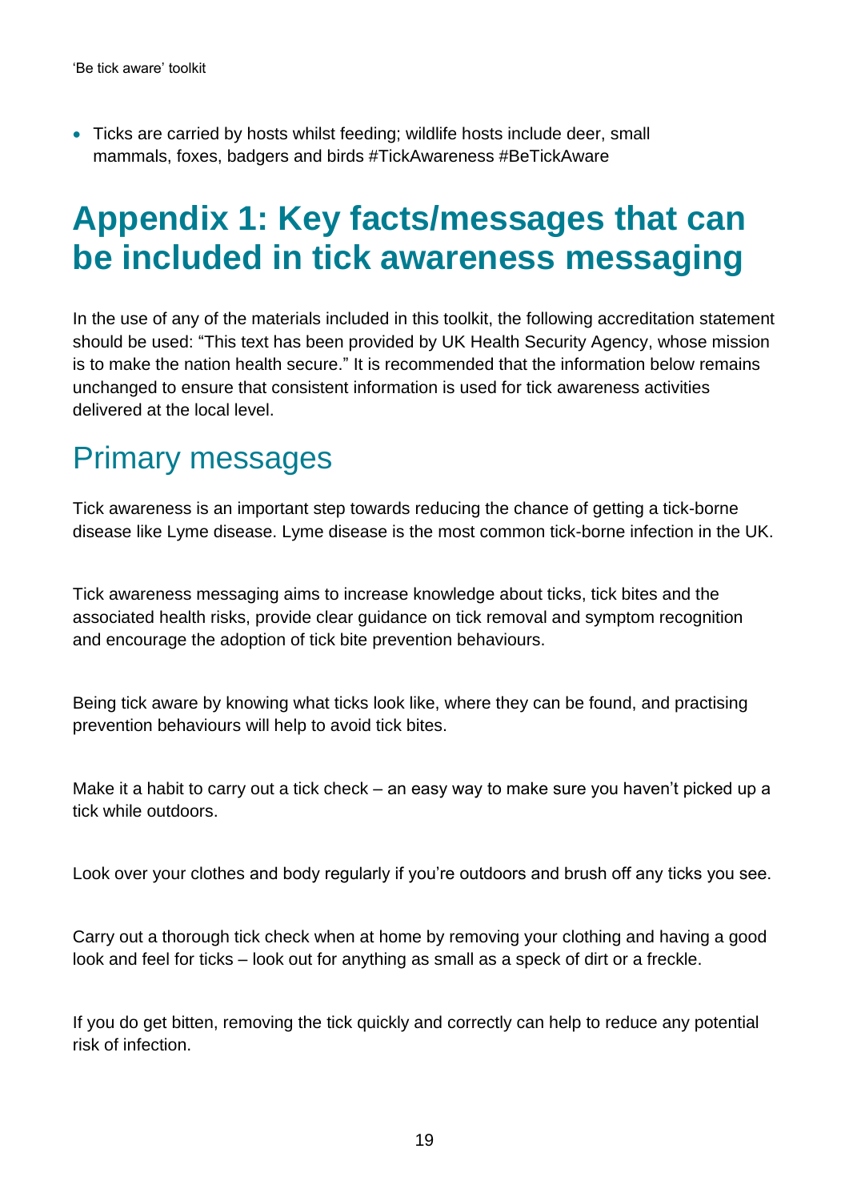- Ticks are carried by hosts whilst feeding; wildlife hosts include deer, small mammals, foxes, badgers and birds #TickAwareness #BeTickAware

# Appendix 1: Key facts/messages that can be included in tick awareness messaging

In the use of any of the materials included in this toolkit, the following accreditation statement should be used: "This text has been provided by UK Health Security Agency, whose mission is to make the nation health secure." It is recommended that the information below remains unchanged to ensure that consistent information is used for tick awareness activities delivered at the local level.

## Primary messages

Tick awareness is an important step towards reducing the chance of getting a tick-borne disease like Lyme disease. Lyme disease is the most common tick-borne infection in the UK.

Tick awareness messaging aims to increase knowledge about ticks, tick bites and the associated health risks, provide clear guidance on tick removal and symptom recognition and encourage the adoption of tick bite prevention behaviours.

Being tick aware by knowing what ticks look like, where they can be found, and practising prevention behaviours will help to avoid tick bites.

Make it a habit to carry out a tick check – an easy way to make sure you haven't picked up a tick while outdoors.

Look over your clothes and body regularly if you're outdoors and brush off any ticks you see.

Carry out a thorough tick check when at home by removing your clothing and having a good look and feel for ticks – look out for anything as small as a speck of dirt or a freckle.

If you do get bitten, removing the tick quickly and correctly can help to reduce any potential risk of infection.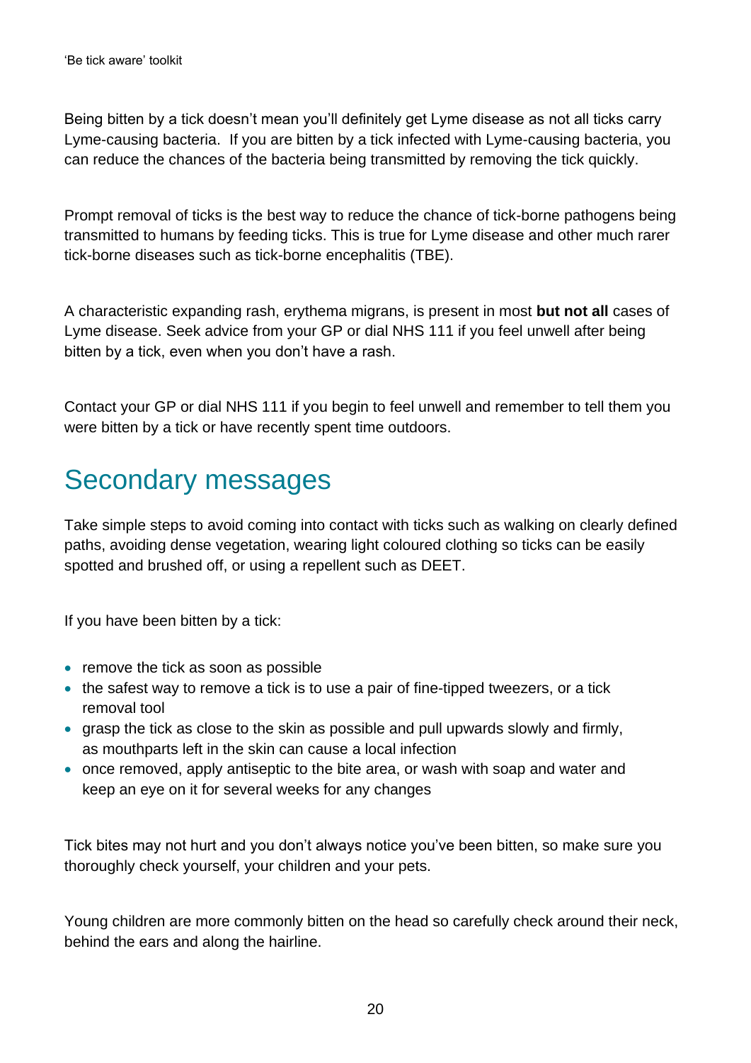Being bitten by a tick doesn't mean you'll definitely get Lyme disease as not all ticks carry Lyme-causing bacteria. If you are bitten by a tick infected with Lyme-causing bacteria, you can reduce the chances of the bacteria being transmitted by removing the tick quickly.

Prompt removal of ticks is the best way to reduce the chance of tick-borne pathogens being transmitted to humans by feeding ticks. This is true for Lyme disease and other much rarer tick-borne diseases such as tick-borne encephalitis (TBE).

A characteristic expanding rash, erythema migrans, is present in most **but not all** cases of Lyme disease. Seek advice from your GP or dial NHS 111 if you feel unwell after being bitten by a tick, even when you don't have a rash.

Contact your GP or dial NHS 111 if you begin to feel unwell and remember to tell them you were bitten by a tick or have recently spent time outdoors.

## Secondary messages

Take simple steps to avoid coming into contact with ticks such as walking on clearly defined paths, avoiding dense vegetation, wearing light coloured clothing so ticks can be easily spotted and brushed off, or using a repellent such as DEET.

If you have been bitten by a tick:

- remove the tick as soon as possible
- the safest way to remove a tick is to use a pair of fine-tipped tweezers, or a tick removal tool
- grasp the tick as close to the skin as possible and pull upwards slowly and firmly, as mouthparts left in the skin can cause a local infection
- once removed, apply antiseptic to the bite area, or wash with soap and water and keep an eye on it for several weeks for any changes

Tick bites may not hurt and you don't always notice you've been bitten, so make sure you thoroughly check yourself, your children and your pets.

Young children are more commonly bitten on the head so carefully check around their neck, behind the ears and along the hairline.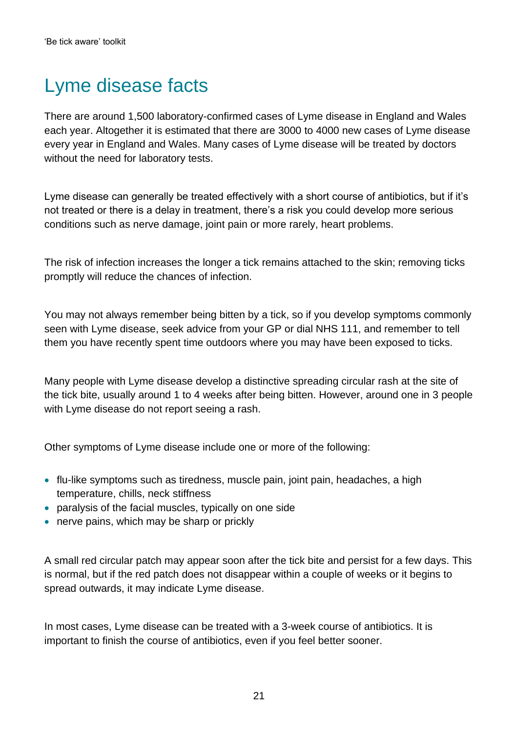# Lyme disease facts

There are around 1,500 laboratory-confirmed cases of Lyme disease in England and Wales each year. Altogether it is estimated that there are 3000 to 4000 new cases of Lyme disease every year in England and Wales. Many cases of Lyme disease will be treated by doctors without the need for laboratory tests.

Lyme disease can generally be treated effectively with a short course of antibiotics, but if it's not treated or there is a delay in treatment, there's a risk you could develop more serious conditions such as nerve damage, joint pain or more rarely, heart problems.

The risk of infection increases the longer a tick remains attached to the skin; removing ticks promptly will reduce the chances of infection.

You may not always remember being bitten by a tick, so if you develop symptoms commonly seen with Lyme disease, seek advice from your GP or dial NHS 111, and remember to tell them you have recently spent time outdoors where you may have been exposed to ticks.

Many people with Lyme disease develop a distinctive spreading circular rash at the site of the tick bite, usually around 1 to 4 weeks after being bitten. However, around one in 3 people with Lyme disease do not report seeing a rash.

Other symptoms of Lyme disease include one or more of the following:

- flu-like symptoms such as tiredness, muscle pain, joint pain, headaches, a high temperature, chills, neck stiffness
- paralysis of the facial muscles, typically on one side
- nerve pains, which may be sharp or prickly

A small red circular patch may appear soon after the tick bite and persist for a few days. This is normal, but if the red patch does not disappear within a couple of weeks or it begins to spread outwards, it may indicate Lyme disease.

In most cases, Lyme disease can be treated with a 3-week course of antibiotics. It is important to finish the course of antibiotics, even if you feel better sooner.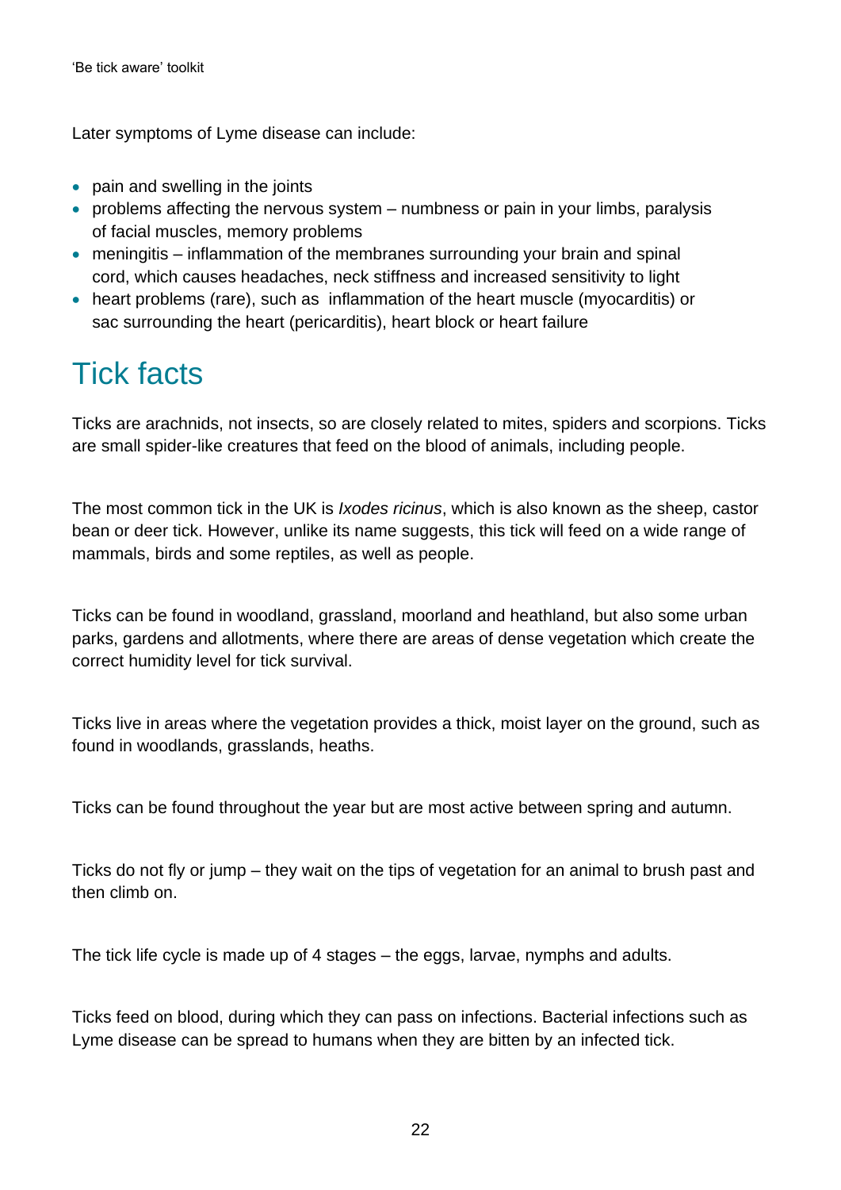Later symptoms of Lyme disease can include:

- pain and swelling in the joints
- problems affecting the nervous system – numbness or pain in your limbs, paralysis of facial muscles, memory problems
- meningitis – inflammation of the membranes surrounding your brain and spinal cord, which causes headaches, neck stiffness and increased sensitivity to light
- heart problems (rare), such as inflammation of the heart muscle (myocarditis) or sac surrounding the heart (pericarditis), heart block or heart failure

# Tick facts

Ticks are arachnids, not insects, so are closely related to mites, spiders and scorpions. Ticks are small spider-like creatures that feed on the blood of animals, including people.

The most common tick in the UK is *Ixodes ricinus*, which is also known as the sheep, castor bean or deer tick. However, unlike its name suggests, this tick will feed on a wide range of mammals, birds and some reptiles, as well as people.

Ticks can be found in woodland, grassland, moorland and heathland, but also some urban parks, gardens and allotments, where there are areas of dense vegetation which create the correct humidity level for tick survival.

Ticks live in areas where the vegetation provides a thick, moist layer on the ground, such as found in woodlands, grasslands, heaths.

Ticks can be found throughout the year but are most active between spring and autumn.

Ticks do not fly or jump – they wait on the tips of vegetation for an animal to brush past and then climb on.

The tick life cycle is made up of 4 stages – the eggs, larvae, nymphs and adults.

Ticks feed on blood, during which they can pass on infections. Bacterial infections such as Lyme disease can be spread to humans when they are bitten by an infected tick.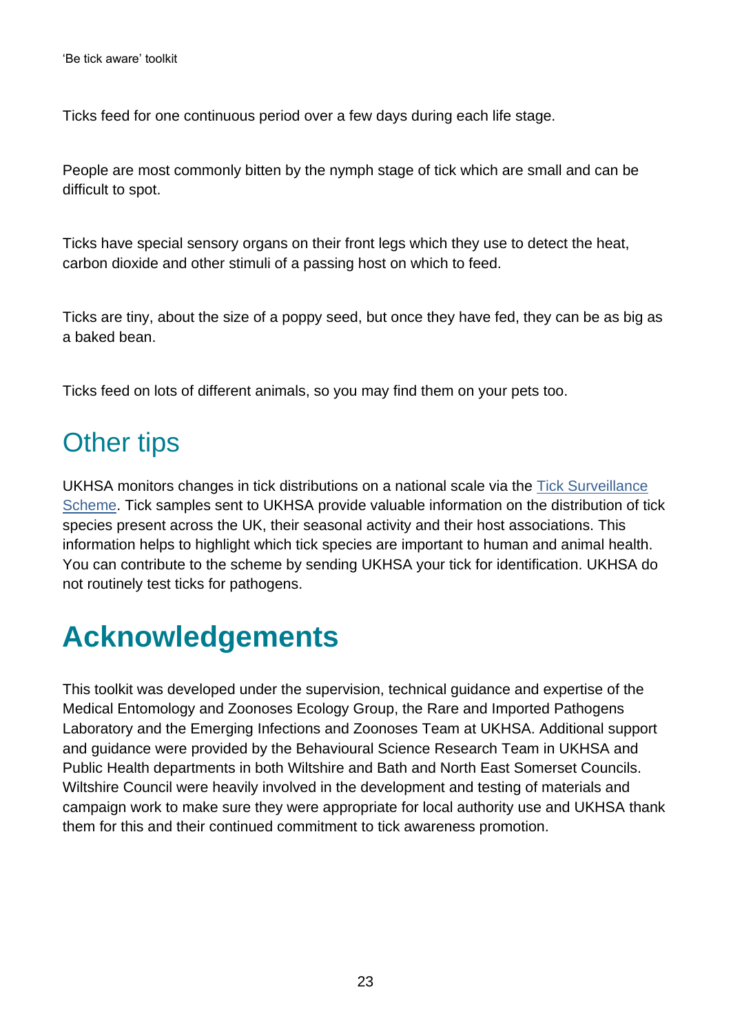Ticks feed for one continuous period over a few days during each life stage.

People are most commonly bitten by the nymph stage of tick which are small and can be difficult to spot.

Ticks have special sensory organs on their front legs which they use to detect the heat, carbon dioxide and other stimuli of a passing host on which to feed.

Ticks are tiny, about the size of a poppy seed, but once they have fed, they can be as big as a baked bean.

Ticks feed on lots of different animals, so you may find them on your pets too.

## Other tips

UKHSA monitors changes in tick distributions on a national scale via the [Tick Surveillance Scheme](). Tick samples sent to UKHSA provide valuable information on the distribution of tick species present across the UK, their seasonal activity and their host associations. This information helps to highlight which tick species are important to human and animal health. You can contribute to the scheme by sending UKHSA your tick for identification. UKHSA do not routinely test ticks for pathogens.

# Acknowledgements

This toolkit was developed under the supervision, technical guidance and expertise of the Medical Entomology and Zoonoses Ecology Group, the Rare and Imported Pathogens Laboratory and the Emerging Infections and Zoonoses Team at UKHSA. Additional support and guidance were provided by the Behavioural Science Research Team in UKHSA and Public Health departments in both Wiltshire and Bath and North East Somerset Councils. Wiltshire Council were heavily involved in the development and testing of materials and campaign work to make sure they were appropriate for local authority use and UKHSA thank them for this and their continued commitment to tick awareness promotion.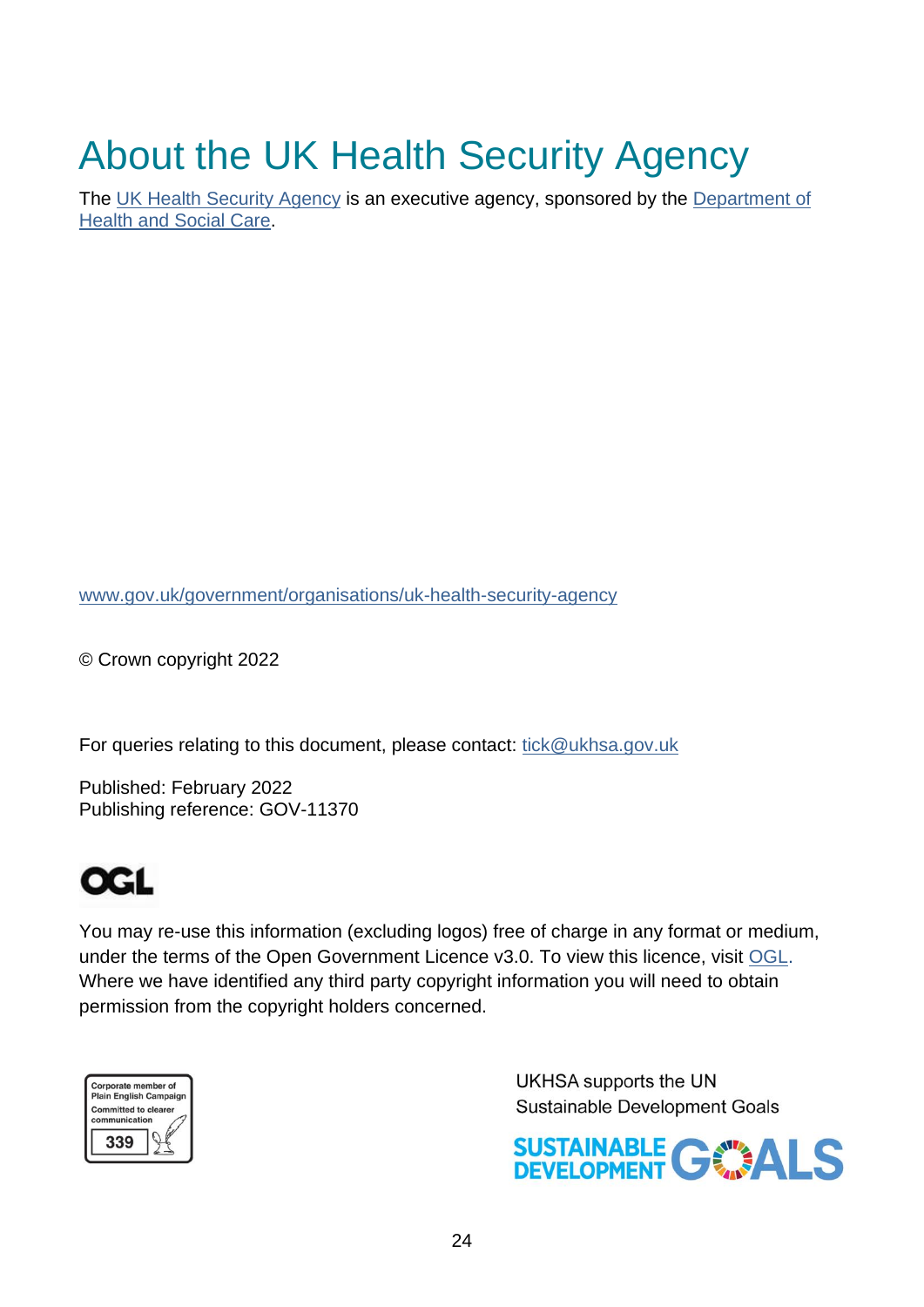# About the UK Health Security Agency

The UK Health Security Agency is an executive agency, sponsored by the Department of Health and Social Care.

www.gov.uk/government/organisations/uk-health-security-agency

© Crown copyright 2022

For queries relating to this document, please contact: tick@ukhsa.gov.uk

Published: February 2022
Publishing reference: GOV-11370

OGL

You may re-use this information (excluding logos) free of charge in any format or medium, under the terms of the Open Government Licence v3.0. To view this licence, visit OGL. Where we have identified any third party copyright information you will need to obtain permission from the copyright holders concerned.

Corporate member of Plain English Campaign
Committed to clearer communication
339

UKHSA supports the UN Sustainable Development Goals

SUSTAINABLE DEVELOPMENT GOALS